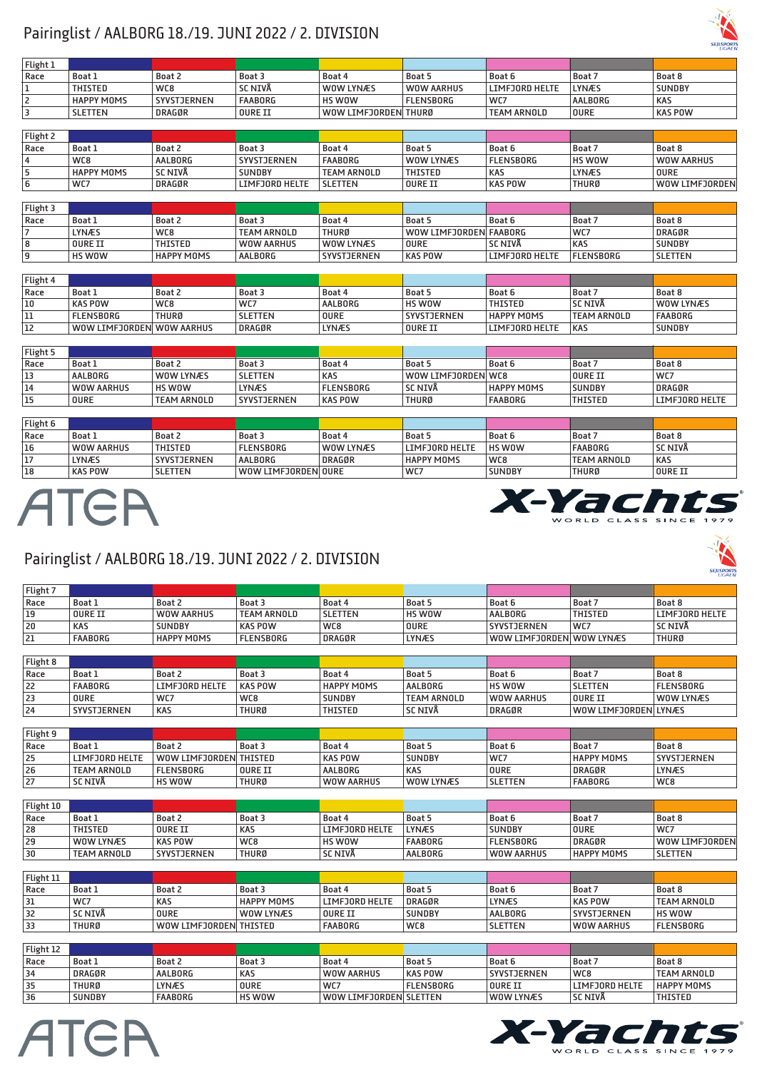## Pairinglist / AALBORG 18./19. JUNI 2022 / 2. DIVISION

| Flight 1 | | | | | | | |
|---|---|---|---|---|---|---|---|
| Race | Boat 1 | Boat 2 | Boat 3 | Boat 4 | Boat 5 | Boat 6 | Boat 7 | Boat 8 |
| 1 | THISTED | WC8 | SC NIVÅ | WOW LYNÆS | WOW AARHUS | LIMFJORD HELTE | LYNÆS | SUNDBY |
| 2 | HAPPY MOMS | SYVSTJERNEN | FAABORG | HS WOW | FLENSBORG | WC7 | AALBORG | KAS |
| 3 | SLETTEN | DRAGØR | OURE II | WOW LIMFJORDEN | THURØ | TEAM ARNOLD | OURE | KAS POW |

| Flight 2 | | | | | | | | |
|---|---|---|---|---|---|---|---|---|
| Race | Boat 1 | Boat 2 | Boat 3 | Boat 4 | Boat 5 | Boat 6 | Boat 7 | Boat 8 |
| 4 | WC8 | AALBORG | SYVSTJERNEN | FAABORG | WOW LYNÆS | FLENSBORG | HS WOW | WOW AARHUS |
| 5 | HAPPY MOMS | SC NIVÅ | SUNDBY | TEAM ARNOLD | THISTED | KAS | LYNÆS | OURE |
| 6 | WC7 | DRAGØR | LIMFJORD HELTE | SLETTEN | OURE II | KAS POW | THURØ | WOW LIMFJORDEN |

| Flight 3 | | | | | | | | |
|---|---|---|---|---|---|---|---|---|
| Race | Boat 1 | Boat 2 | Boat 3 | Boat 4 | Boat 5 | Boat 6 | Boat 7 | Boat 8 |
| 7 | LYNÆS | WC8 | TEAM ARNOLD | THURØ | WOW LIMFJORDEN | FAABORG | WC7 | DRAGØR |
| 8 | OURE II | THISTED | WOW AARHUS | WOW LYNÆS | OURE | SC NIVÅ | KAS | SUNDBY |
| 9 | HS WOW | HAPPY MOMS | AALBORG | SYVSTJERNEN | KAS POW | LIMFJORD HELTE | FLENSBORG | SLETTEN |

| Flight 4 | | | | | | | | |
|---|---|---|---|---|---|---|---|---|
| Race | Boat 1 | Boat 2 | Boat 3 | Boat 4 | Boat 5 | Boat 6 | Boat 7 | Boat 8 |
| 10 | KAS POW | WC8 | WC7 | AALBORG | HS WOW | THISTED | SC NIVÅ | WOW LYNÆS |
| 11 | FLENSBORG | THURØ | SLETTEN | OURE | SYVSTJERNEN | HAPPY MOMS | TEAM ARNOLD | FAABORG |
| 12 | WOW LIMFJORDEN | WOW AARHUS | DRAGØR | LYNÆS | OURE II | LIMFJORD HELTE | KAS | SUNDBY |

| Flight 5 | | | | | | | | |
|---|---|---|---|---|---|---|---|---|
| Race | Boat 1 | Boat 2 | Boat 3 | Boat 4 | Boat 5 | Boat 6 | Boat 7 | Boat 8 |
| 13 | AALBORG | WOW LYNÆS | SLETTEN | KAS | WOW LIMFJORDEN | WC8 | OURE II | WC7 |
| 14 | WOW AARHUS | HS WOW | LYNÆS | FLENSBORG | SC NIVÅ | HAPPY MOMS | SUNDBY | DRAGØR |
| 15 | OURE | TEAM ARNOLD | SYVSTJERNEN | KAS POW | THURØ | FAABORG | THISTED | LIMFJORD HELTE |

| Flight 6 | | | | | | | | |
|---|---|---|---|---|---|---|---|---|
| Race | Boat 1 | Boat 2 | Boat 3 | Boat 4 | Boat 5 | Boat 6 | Boat 7 | Boat 8 |
| 16 | WOW AARHUS | THISTED | FLENSBORG | WOW LYNÆS | LIMFJORD HELTE | HS WOW | FAABORG | SC NIVÅ |
| 17 | LYNÆS | SYVSTJERNEN | AALBORG | DRAGØR | HAPPY MOMS | WC8 | TEAM ARNOLD | KAS |
| 18 | KAS POW | SLETTEN | WOW LIMFJORDEN | OURE | WC7 | SUNDBY | THURØ | OURE II |

## Pairinglist / AALBORG 18./19. JUNI 2022 / 2. DIVISION

| Flight 7 | | | | | | | | |
|---|---|---|---|---|---|---|---|---|
| Race | Boat 1 | Boat 2 | Boat 3 | Boat 4 | Boat 5 | Boat 6 | Boat 7 | Boat 8 |
| 19 | OURE II | WOW AARHUS | TEAM ARNOLD | SLETTEN | HS WOW | AALBORG | THISTED | LIMFJORD HELTE |
| 20 | KAS | SUNDBY | KAS POW | WC8 | OURE | SYVSTJERNEN | WC7 | SC NIVÅ |
| 21 | FAABORG | HAPPY MOMS | FLENSBORG | DRAGØR | LYNÆS | WOW LIMFJORDEN | WOW LYNÆS | THURØ |

| Flight 8 | | | | | | | | |
|---|---|---|---|---|---|---|---|---|
| Race | Boat 1 | Boat 2 | Boat 3 | Boat 4 | Boat 5 | Boat 6 | Boat 7 | Boat 8 |
| 22 | FAABORG | LIMFJORD HELTE | KAS POW | HAPPY MOMS | AALBORG | HS WOW | SLETTEN | FLENSBORG |
| 23 | OURE | WC7 | WC8 | SUNDBY | TEAM ARNOLD | WOW AARHUS | OURE II | WOW LYNÆS |
| 24 | SYVSTJERNEN | KAS | THURØ | THISTED | SC NIVÅ | DRAGØR | WOW LIMFJORDEN | LYNÆS |

| Flight 9 | | | | | | | | |
|---|---|---|---|---|---|---|---|---|
| Race | Boat 1 | Boat 2 | Boat 3 | Boat 4 | Boat 5 | Boat 6 | Boat 7 | Boat 8 |
| 25 | LIMFJORD HELTE | WOW LIMFJORDEN | THISTED | KAS POW | SUNDBY | WC7 | HAPPY MOMS | SYVSTJERNEN |
| 26 | TEAM ARNOLD | FLENSBORG | OURE II | AALBORG | KAS | OURE | DRAGØR | LYNÆS |
| 27 | SC NIVÅ | HS WOW | THURØ | WOW AARHUS | WOW LYNÆS | SLETTEN | FAABORG | WC8 |

| Flight 10 | | | | | | | | |
|---|---|---|---|---|---|---|---|---|
| Race | Boat 1 | Boat 2 | Boat 3 | Boat 4 | Boat 5 | Boat 6 | Boat 7 | Boat 8 |
| 28 | THISTED | OURE II | KAS | LIMFJORD HELTE | LYNÆS | SUNDBY | OURE | WC7 |
| 29 | WOW LYNÆS | KAS POW | WC8 | HS WOW | FAABORG | FLENSBORG | DRAGØR | WOW LIMFJORDEN |
| 30 | TEAM ARNOLD | SYVSTJERNEN | THURØ | SC NIVÅ | AALBORG | WOW AARHUS | HAPPY MOMS | SLETTEN |

| Flight 11 | | | | | | | | |
|---|---|---|---|---|---|---|---|---|
| Race | Boat 1 | Boat 2 | Boat 3 | Boat 4 | Boat 5 | Boat 6 | Boat 7 | Boat 8 |
| 31 | WC7 | KAS | HAPPY MOMS | LIMFJORD HELTE | DRAGØR | LYNÆS | KAS POW | TEAM ARNOLD |
| 32 | SC NIVÅ | OURE | WOW LYNÆS | OURE II | SUNDBY | AALBORG | SYVSTJERNEN | HS WOW |
| 33 | THURØ | WOW LIMFJORDEN | THISTED | FAABORG | WC8 | SLETTEN | WOW AARHUS | FLENSBORG |

| Flight 12 | | | | | | | | |
|---|---|---|---|---|---|---|---|---|
| Race | Boat 1 | Boat 2 | Boat 3 | Boat 4 | Boat 5 | Boat 6 | Boat 7 | Boat 8 |
| 34 | DRAGØR | AALBORG | KAS | WOW AARHUS | KAS POW | SYVSTJERNEN | WC8 | TEAM ARNOLD |
| 35 | THURØ | LYNÆS | OURE | WC7 | FLENSBORG | OURE II | LIMFJORD HELTE | HAPPY MOMS |
| 36 | SUNDBY | FAABORG | HS WOW | WOW LIMFJORDEN | SLETTEN | WOW LYNÆS | SC NIVÅ | THISTED |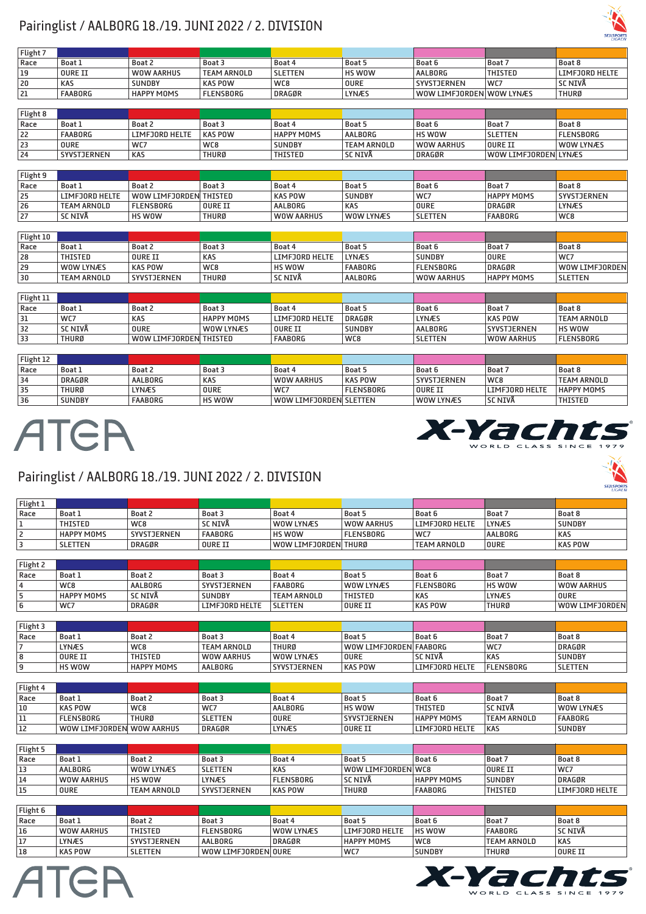# Pairinglist / AALBORG 18./19. JUNI 2022 / 2. DIVISION

| Flight 7 | | | | | | | | |
|---|---|---|---|---|---|---|---|---|
| Race | Boat 1 | Boat 2 | Boat 3 | Boat 4 | Boat 5 | Boat 6 | Boat 7 | Boat 8 |
| 19 | OURE II | WOW AARHUS | TEAM ARNOLD | SLETTEN | HS WOW | AALBORG | THISTED | LIMFJORD HELTE |
| 20 | KAS | SUNDBY | KAS POW | WC8 | OURE | SYVSTJERNEN | WC7 | SC NIVÅ |
| 21 | FAABORG | HAPPY MOMS | FLENSBORG | DRAGØR | LYNÆS | WOW LIMFJORDEN | WOW LYNÆS | THURØ |

| Flight 8 | | | | | | | | |
|---|---|---|---|---|---|---|---|---|
| Race | Boat 1 | Boat 2 | Boat 3 | Boat 4 | Boat 5 | Boat 6 | Boat 7 | Boat 8 |
| 22 | FAABORG | LIMFJORD HELTE | KAS POW | HAPPY MOMS | AALBORG | HS WOW | SLETTEN | FLENSBORG |
| 23 | OURE | WC7 | WC8 | SUNDBY | TEAM ARNOLD | WOW AARHUS | OURE II | WOW LYNÆS |
| 24 | SYVSTJERNEN | KAS | THURØ | THISTED | SC NIVÅ | DRAGØR | WOW LIMFJORDEN | LYNÆS |

| Flight 9 | | | | | | | | |
|---|---|---|---|---|---|---|---|---|
| Race | Boat 1 | Boat 2 | Boat 3 | Boat 4 | Boat 5 | Boat 6 | Boat 7 | Boat 8 |
| 25 | LIMFJORD HELTE | WOW LIMFJORDEN | THISTED | KAS POW | SUNDBY | WC7 | HAPPY MOMS | SYVSTJERNEN |
| 26 | TEAM ARNOLD | FLENSBORG | OURE II | AALBORG | KAS | OURE | DRAGØR | LYNÆS |
| 27 | SC NIVÅ | HS WOW | THURØ | WOW AARHUS | WOW LYNÆS | SLETTEN | FAABORG | WC8 |

| Flight 10 | | | | | | | | |
|---|---|---|---|---|---|---|---|---|
| Race | Boat 1 | Boat 2 | Boat 3 | Boat 4 | Boat 5 | Boat 6 | Boat 7 | Boat 8 |
| 28 | THISTED | OURE II | KAS | LIMFJORD HELTE | LYNÆS | SUNDBY | OURE | WC7 |
| 29 | WOW LYNÆS | KAS POW | WC8 | HS WOW | FAABORG | FLENSBORG | DRAGØR | WOW LIMFJORDEN |
| 30 | TEAM ARNOLD | SYVSTJERNEN | THURØ | SC NIVÅ | AALBORG | WOW AARHUS | HAPPY MOMS | SLETTEN |

| Flight 11 | | | | | | | | |
|---|---|---|---|---|---|---|---|---|
| Race | Boat 1 | Boat 2 | Boat 3 | Boat 4 | Boat 5 | Boat 6 | Boat 7 | Boat 8 |
| 31 | WC7 | KAS | HAPPY MOMS | LIMFJORD HELTE | DRAGØR | LYNÆS | KAS POW | TEAM ARNOLD |
| 32 | SC NIVÅ | OURE | WOW LYNÆS | OURE II | SUNDBY | AALBORG | SYVSTJERNEN | HS WOW |
| 33 | THURØ | WOW LIMFJORDEN | THISTED | FAABORG | WC8 | SLETTEN | WOW AARHUS | FLENSBORG |

| Flight 12 | | | | | | | | |
|---|---|---|---|---|---|---|---|---|
| Race | Boat 1 | Boat 2 | Boat 3 | Boat 4 | Boat 5 | Boat 6 | Boat 7 | Boat 8 |
| 34 | DRAGØR | AALBORG | KAS | WOW AARHUS | KAS POW | SYVSTJERNEN | WC8 | TEAM ARNOLD |
| 35 | THURØ | LYNÆS | OURE | WC7 | FLENSBORG | OURE II | LIMFJORD HELTE | HAPPY MOMS |
| 36 | SUNDBY | FAABORG | HS WOW | WOW LIMFJORDEN | SLETTEN | WOW LYNÆS | SC NIVÅ | THISTED |

ATEA

X-Yachts WORLD CLASS SINCE 1979

# Pairinglist / AALBORG 18./19. JUNI 2022 / 2. DIVISION

| Flight 1 | | | | | | | | |
|---|---|---|---|---|---|---|---|---|
| Race | Boat 1 | Boat 2 | Boat 3 | Boat 4 | Boat 5 | Boat 6 | Boat 7 | Boat 8 |
| 1 | THISTED | WC8 | SC NIVÅ | WOW LYNÆS | WOW AARHUS | LIMFJORD HELTE | LYNÆS | SUNDBY |
| 2 | HAPPY MOMS | SYVSTJERNEN | FAABORG | HS WOW | FLENSBORG | WC7 | AALBORG | KAS |
| 3 | SLETTEN | DRAGØR | OURE II | WOW LIMFJORDEN | THURØ | TEAM ARNOLD | OURE | KAS POW |

| Flight 2 | | | | | | | | |
|---|---|---|---|---|---|---|---|---|
| Race | Boat 1 | Boat 2 | Boat 3 | Boat 4 | Boat 5 | Boat 6 | Boat 7 | Boat 8 |
| 4 | WC8 | AALBORG | SYVSTJERNEN | FAABORG | WOW LYNÆS | FLENSBORG | HS WOW | WOW AARHUS |
| 5 | HAPPY MOMS | SC NIVÅ | SUNDBY | TEAM ARNOLD | THISTED | KAS | LYNÆS | OURE |
| 6 | WC7 | DRAGØR | LIMFJORD HELTE | SLETTEN | OURE II | KAS POW | THURØ | WOW LIMFJORDEN |

| Flight 3 | | | | | | | | |
|---|---|---|---|---|---|---|---|---|
| Race | Boat 1 | Boat 2 | Boat 3 | Boat 4 | Boat 5 | Boat 6 | Boat 7 | Boat 8 |
| 7 | LYNÆS | WC8 | TEAM ARNOLD | THURØ | WOW LIMFJORDEN | FAABORG | WC7 | DRAGØR |
| 8 | OURE II | THISTED | WOW AARHUS | WOW LYNÆS | OURE | SC NIVÅ | KAS | SUNDBY |
| 9 | HS WOW | HAPPY MOMS | AALBORG | SYVSTJERNEN | KAS POW | LIMFJORD HELTE | FLENSBORG | SLETTEN |

| Flight 4 | | | | | | | | |
|---|---|---|---|---|---|---|---|---|
| Race | Boat 1 | Boat 2 | Boat 3 | Boat 4 | Boat 5 | Boat 6 | Boat 7 | Boat 8 |
| 10 | KAS POW | WC8 | WC7 | AALBORG | HS WOW | THISTED | SC NIVÅ | WOW LYNÆS |
| 11 | FLENSBORG | THURØ | SLETTEN | OURE | SYVSTJERNEN | HAPPY MOMS | TEAM ARNOLD | FAABORG |
| 12 | WOW LIMFJORDEN | WOW AARHUS | DRAGØR | LYNÆS | OURE II | LIMFJORD HELTE | KAS | SUNDBY |

| Flight 5 | | | | | | | | |
|---|---|---|---|---|---|---|---|---|
| Race | Boat 1 | Boat 2 | Boat 3 | Boat 4 | Boat 5 | Boat 6 | Boat 7 | Boat 8 |
| 13 | AALBORG | WOW LYNÆS | SLETTEN | KAS | WOW LIMFJORDEN | WC8 | OURE II | WC7 |
| 14 | WOW AARHUS | HS WOW | LYNÆS | FLENSBORG | SC NIVÅ | HAPPY MOMS | SUNDBY | DRAGØR |
| 15 | OURE | TEAM ARNOLD | SYVSTJERNEN | KAS POW | THURØ | FAABORG | THISTED | LIMFJORD HELTE |

| Flight 6 | | | | | | | | |
|---|---|---|---|---|---|---|---|---|
| Race | Boat 1 | Boat 2 | Boat 3 | Boat 4 | Boat 5 | Boat 6 | Boat 7 | Boat 8 |
| 16 | WOW AARHUS | THISTED | FLENSBORG | WOW LYNÆS | LIMFJORD HELTE | HS WOW | FAABORG | SC NIVÅ |
| 17 | LYNÆS | SYVSTJERNEN | AALBORG | DRAGØR | HAPPY MOMS | WC8 | TEAM ARNOLD | KAS |
| 18 | KAS POW | SLETTEN | WOW LIMFJORDEN | OURE | WC7 | SUNDBY | THURØ | OURE II |

ATEA

X-Yachts WORLD CLASS SINCE 1979